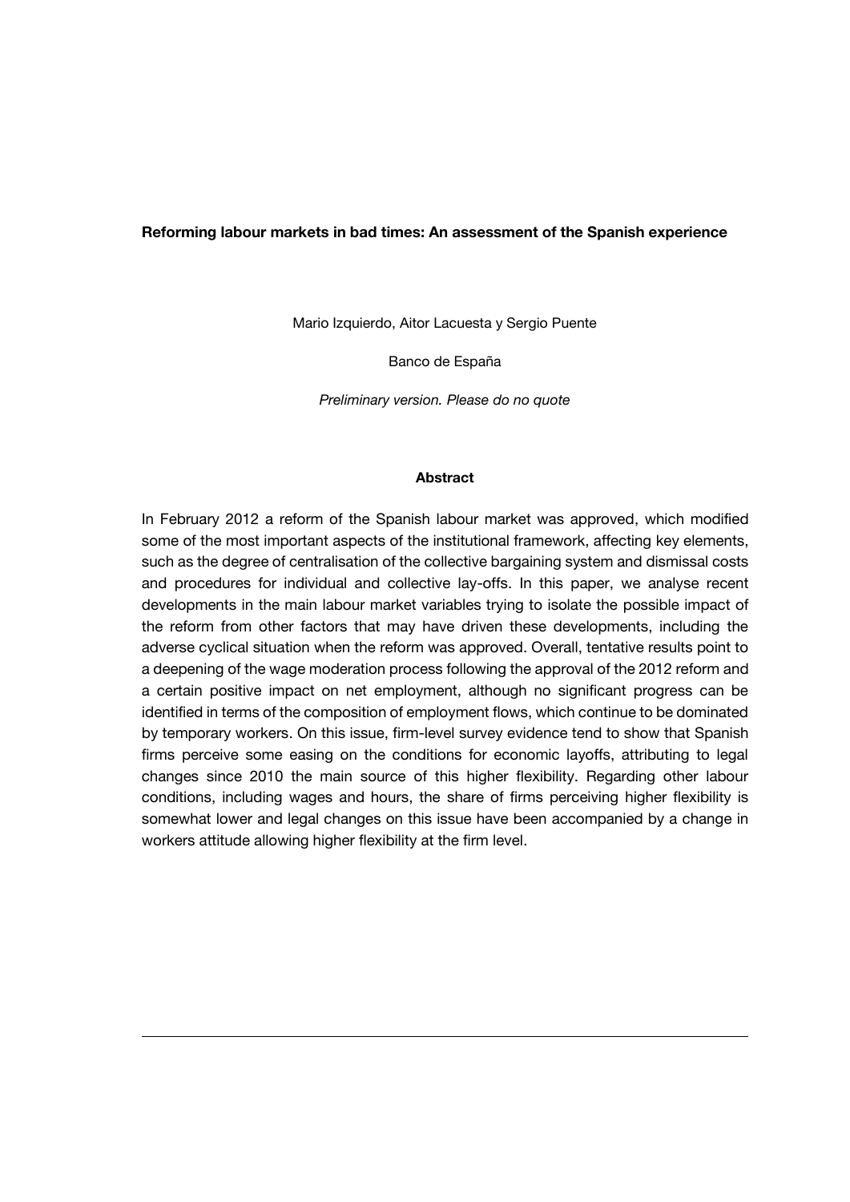# Reforming labour markets in bad times: An assessment of the Spanish experience

Mario Izquierdo, Aitor Lacuesta y Sergio Puente

Banco de España

*Preliminary version. Please do no quote*

## Abstract

In February 2012 a reform of the Spanish labour market was approved, which modified some of the most important aspects of the institutional framework, affecting key elements, such as the degree of centralisation of the collective bargaining system and dismissal costs and procedures for individual and collective lay-offs. In this paper, we analyse recent developments in the main labour market variables trying to isolate the possible impact of the reform from other factors that may have driven these developments, including the adverse cyclical situation when the reform was approved. Overall, tentative results point to a deepening of the wage moderation process following the approval of the 2012 reform and a certain positive impact on net employment, although no significant progress can be identified in terms of the composition of employment flows, which continue to be dominated by temporary workers. On this issue, firm-level survey evidence tend to show that Spanish firms perceive some easing on the conditions for economic layoffs, attributing to legal changes since 2010 the main source of this higher flexibility. Regarding other labour conditions, including wages and hours, the share of firms perceiving higher flexibility is somewhat lower and legal changes on this issue have been accompanied by a change in workers attitude allowing higher flexibility at the firm level.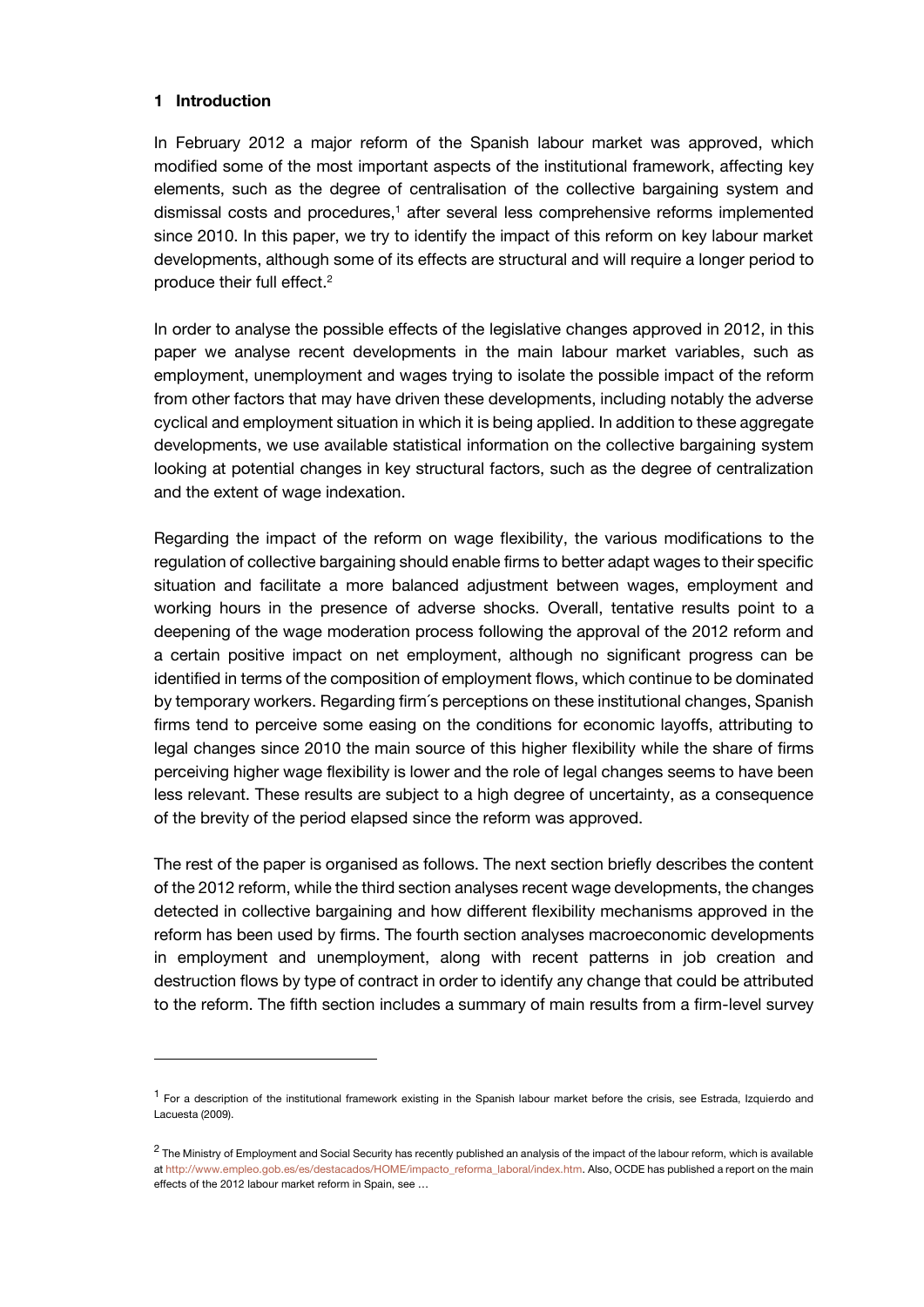## 1 Introduction

In February 2012 a major reform of the Spanish labour market was approved, which modified some of the most important aspects of the institutional framework, affecting key elements, such as the degree of centralisation of the collective bargaining system and dismissal costs and procedures,[1] after several less comprehensive reforms implemented since 2010. In this paper, we try to identify the impact of this reform on key labour market developments, although some of its effects are structural and will require a longer period to produce their full effect.[2]

In order to analyse the possible effects of the legislative changes approved in 2012, in this paper we analyse recent developments in the main labour market variables, such as employment, unemployment and wages trying to isolate the possible impact of the reform from other factors that may have driven these developments, including notably the adverse cyclical and employment situation in which it is being applied. In addition to these aggregate developments, we use available statistical information on the collective bargaining system looking at potential changes in key structural factors, such as the degree of centralization and the extent of wage indexation.

Regarding the impact of the reform on wage flexibility, the various modifications to the regulation of collective bargaining should enable firms to better adapt wages to their specific situation and facilitate a more balanced adjustment between wages, employment and working hours in the presence of adverse shocks. Overall, tentative results point to a deepening of the wage moderation process following the approval of the 2012 reform and a certain positive impact on net employment, although no significant progress can be identified in terms of the composition of employment flows, which continue to be dominated by temporary workers. Regarding firm´s perceptions on these institutional changes, Spanish firms tend to perceive some easing on the conditions for economic layoffs, attributing to legal changes since 2010 the main source of this higher flexibility while the share of firms perceiving higher wage flexibility is lower and the role of legal changes seems to have been less relevant. These results are subject to a high degree of uncertainty, as a consequence of the brevity of the period elapsed since the reform was approved.

The rest of the paper is organised as follows. The next section briefly describes the content of the 2012 reform, while the third section analyses recent wage developments, the changes detected in collective bargaining and how different flexibility mechanisms approved in the reform has been used by firms. The fourth section analyses macroeconomic developments in employment and unemployment, along with recent patterns in job creation and destruction flows by type of contract in order to identify any change that could be attributed to the reform. The fifth section includes a summary of main results from a firm-level survey

---

[1] For a description of the institutional framework existing in the Spanish labour market before the crisis, see Estrada, Izquierdo and Lacuesta (2009).

[2] The Ministry of Employment and Social Security has recently published an analysis of the impact of the labour reform, which is available at http://www.empleo.gob.es/es/destacados/HOME/impacto_reforma_laboral/index.htm. Also, OCDE has published a report on the main effects of the 2012 labour market reform in Spain, see …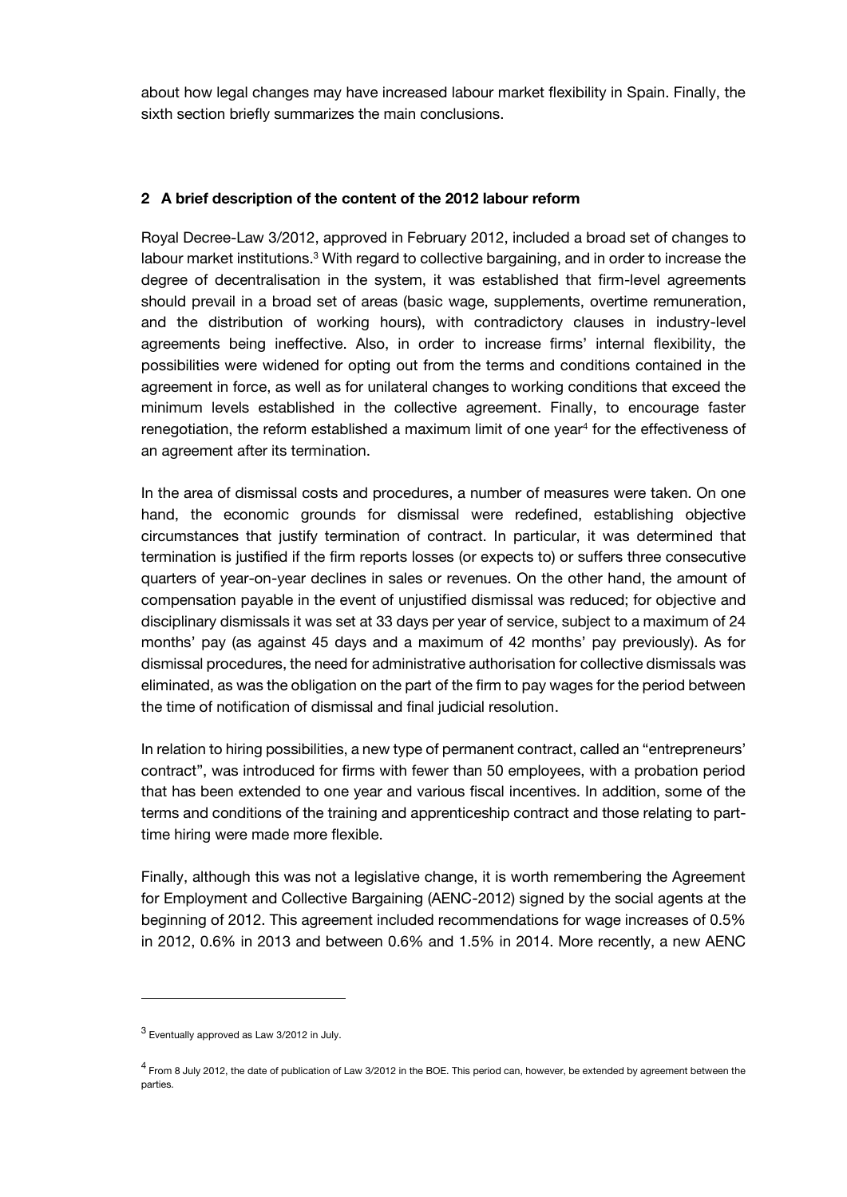about how legal changes may have increased labour market flexibility in Spain. Finally, the sixth section briefly summarizes the main conclusions.

## 2 A brief description of the content of the 2012 labour reform

Royal Decree-Law 3/2012, approved in February 2012, included a broad set of changes to labour market institutions.[3] With regard to collective bargaining, and in order to increase the degree of decentralisation in the system, it was established that firm-level agreements should prevail in a broad set of areas (basic wage, supplements, overtime remuneration, and the distribution of working hours), with contradictory clauses in industry-level agreements being ineffective. Also, in order to increase firms' internal flexibility, the possibilities were widened for opting out from the terms and conditions contained in the agreement in force, as well as for unilateral changes to working conditions that exceed the minimum levels established in the collective agreement. Finally, to encourage faster renegotiation, the reform established a maximum limit of one year[4] for the effectiveness of an agreement after its termination.

In the area of dismissal costs and procedures, a number of measures were taken. On one hand, the economic grounds for dismissal were redefined, establishing objective circumstances that justify termination of contract. In particular, it was determined that termination is justified if the firm reports losses (or expects to) or suffers three consecutive quarters of year-on-year declines in sales or revenues. On the other hand, the amount of compensation payable in the event of unjustified dismissal was reduced; for objective and disciplinary dismissals it was set at 33 days per year of service, subject to a maximum of 24 months' pay (as against 45 days and a maximum of 42 months' pay previously). As for dismissal procedures, the need for administrative authorisation for collective dismissals was eliminated, as was the obligation on the part of the firm to pay wages for the period between the time of notification of dismissal and final judicial resolution.

In relation to hiring possibilities, a new type of permanent contract, called an "entrepreneurs' contract", was introduced for firms with fewer than 50 employees, with a probation period that has been extended to one year and various fiscal incentives. In addition, some of the terms and conditions of the training and apprenticeship contract and those relating to part-time hiring were made more flexible.

Finally, although this was not a legislative change, it is worth remembering the Agreement for Employment and Collective Bargaining (AENC-2012) signed by the social agents at the beginning of 2012. This agreement included recommendations for wage increases of 0.5% in 2012, 0.6% in 2013 and between 0.6% and 1.5% in 2014. More recently, a new AENC

[3] Eventually approved as Law 3/2012 in July.

[4] From 8 July 2012, the date of publication of Law 3/2012 in the BOE. This period can, however, be extended by agreement between the parties.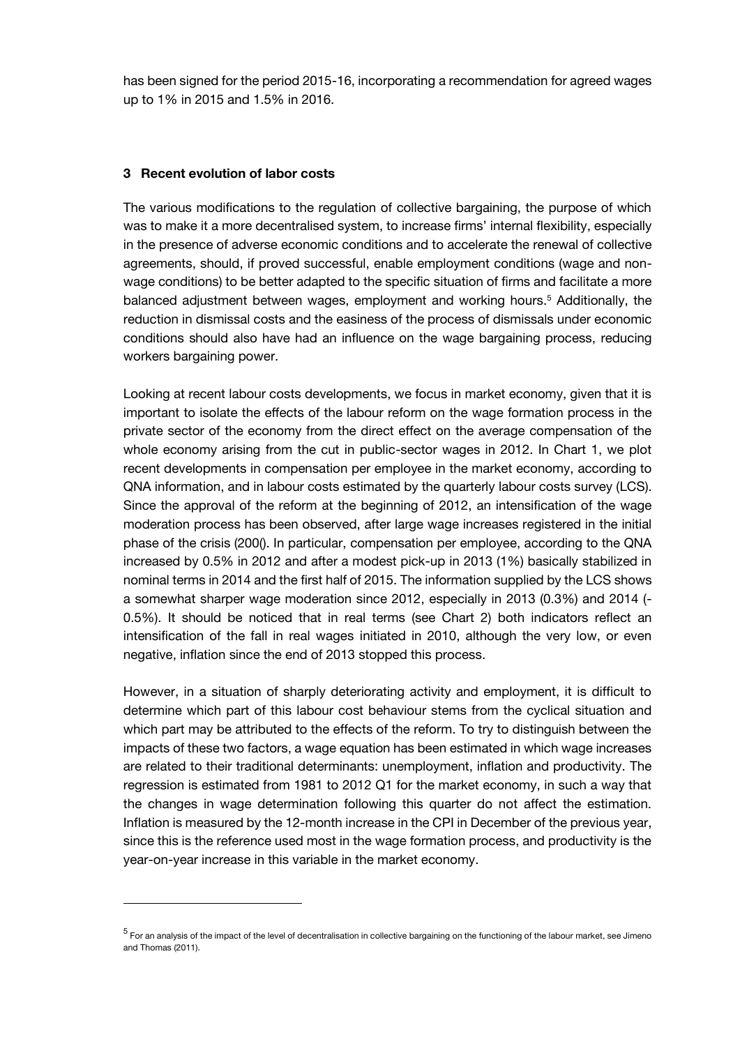has been signed for the period 2015-16, incorporating a recommendation for agreed wages up to 1% in 2015 and 1.5% in 2016.

## 3 Recent evolution of labor costs

The various modifications to the regulation of collective bargaining, the purpose of which was to make it a more decentralised system, to increase firms' internal flexibility, especially in the presence of adverse economic conditions and to accelerate the renewal of collective agreements, should, if proved successful, enable employment conditions (wage and non-wage conditions) to be better adapted to the specific situation of firms and facilitate a more balanced adjustment between wages, employment and working hours.[5] Additionally, the reduction in dismissal costs and the easiness of the process of dismissals under economic conditions should also have had an influence on the wage bargaining process, reducing workers bargaining power.

Looking at recent labour costs developments, we focus in market economy, given that it is important to isolate the effects of the labour reform on the wage formation process in the private sector of the economy from the direct effect on the average compensation of the whole economy arising from the cut in public-sector wages in 2012. In Chart 1, we plot recent developments in compensation per employee in the market economy, according to QNA information, and in labour costs estimated by the quarterly labour costs survey (LCS). Since the approval of the reform at the beginning of 2012, an intensification of the wage moderation process has been observed, after large wage increases registered in the initial phase of the crisis (200(). In particular, compensation per employee, according to the QNA increased by 0.5% in 2012 and after a modest pick-up in 2013 (1%) basically stabilized in nominal terms in 2014 and the first half of 2015. The information supplied by the LCS shows a somewhat sharper wage moderation since 2012, especially in 2013 (0.3%) and 2014 (-0.5%). It should be noticed that in real terms (see Chart 2) both indicators reflect an intensification of the fall in real wages initiated in 2010, although the very low, or even negative, inflation since the end of 2013 stopped this process.

However, in a situation of sharply deteriorating activity and employment, it is difficult to determine which part of this labour cost behaviour stems from the cyclical situation and which part may be attributed to the effects of the reform. To try to distinguish between the impacts of these two factors, a wage equation has been estimated in which wage increases are related to their traditional determinants: unemployment, inflation and productivity. The regression is estimated from 1981 to 2012 Q1 for the market economy, in such a way that the changes in wage determination following this quarter do not affect the estimation. Inflation is measured by the 12-month increase in the CPI in December of the previous year, since this is the reference used most in the wage formation process, and productivity is the year-on-year increase in this variable in the market economy.

---

[5] For an analysis of the impact of the level of decentralisation in collective bargaining on the functioning of the labour market, see Jimeno and Thomas (2011).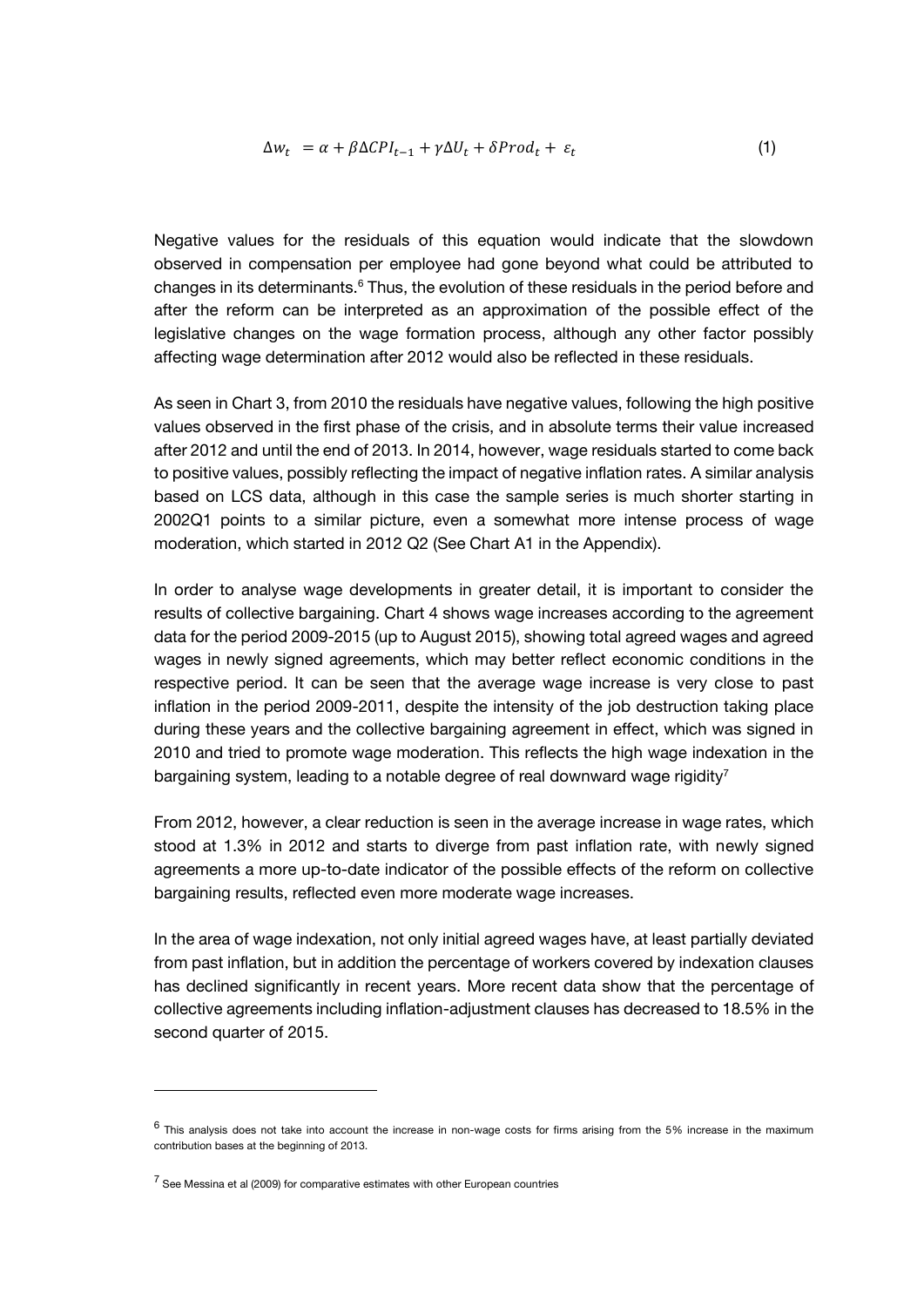$$\Delta w_t = \alpha + \beta \Delta CPI_{t-1} + \gamma \Delta U_t + \delta Prod_t + \varepsilon_t \tag{1}$$

Negative values for the residuals of this equation would indicate that the slowdown observed in compensation per employee had gone beyond what could be attributed to changes in its determinants.[6] Thus, the evolution of these residuals in the period before and after the reform can be interpreted as an approximation of the possible effect of the legislative changes on the wage formation process, although any other factor possibly affecting wage determination after 2012 would also be reflected in these residuals.

As seen in Chart 3, from 2010 the residuals have negative values, following the high positive values observed in the first phase of the crisis, and in absolute terms their value increased after 2012 and until the end of 2013. In 2014, however, wage residuals started to come back to positive values, possibly reflecting the impact of negative inflation rates. A similar analysis based on LCS data, although in this case the sample series is much shorter starting in 2002Q1 points to a similar picture, even a somewhat more intense process of wage moderation, which started in 2012 Q2 (See Chart A1 in the Appendix).

In order to analyse wage developments in greater detail, it is important to consider the results of collective bargaining. Chart 4 shows wage increases according to the agreement data for the period 2009-2015 (up to August 2015), showing total agreed wages and agreed wages in newly signed agreements, which may better reflect economic conditions in the respective period. It can be seen that the average wage increase is very close to past inflation in the period 2009-2011, despite the intensity of the job destruction taking place during these years and the collective bargaining agreement in effect, which was signed in 2010 and tried to promote wage moderation. This reflects the high wage indexation in the bargaining system, leading to a notable degree of real downward wage rigidity[7]

From 2012, however, a clear reduction is seen in the average increase in wage rates, which stood at 1.3% in 2012 and starts to diverge from past inflation rate, with newly signed agreements a more up-to-date indicator of the possible effects of the reform on collective bargaining results, reflected even more moderate wage increases.

In the area of wage indexation, not only initial agreed wages have, at least partially deviated from past inflation, but in addition the percentage of workers covered by indexation clauses has declined significantly in recent years. More recent data show that the percentage of collective agreements including inflation-adjustment clauses has decreased to 18.5% in the second quarter of 2015.

---

[6] This analysis does not take into account the increase in non-wage costs for firms arising from the 5% increase in the maximum contribution bases at the beginning of 2013.

[7] See Messina et al (2009) for comparative estimates with other European countries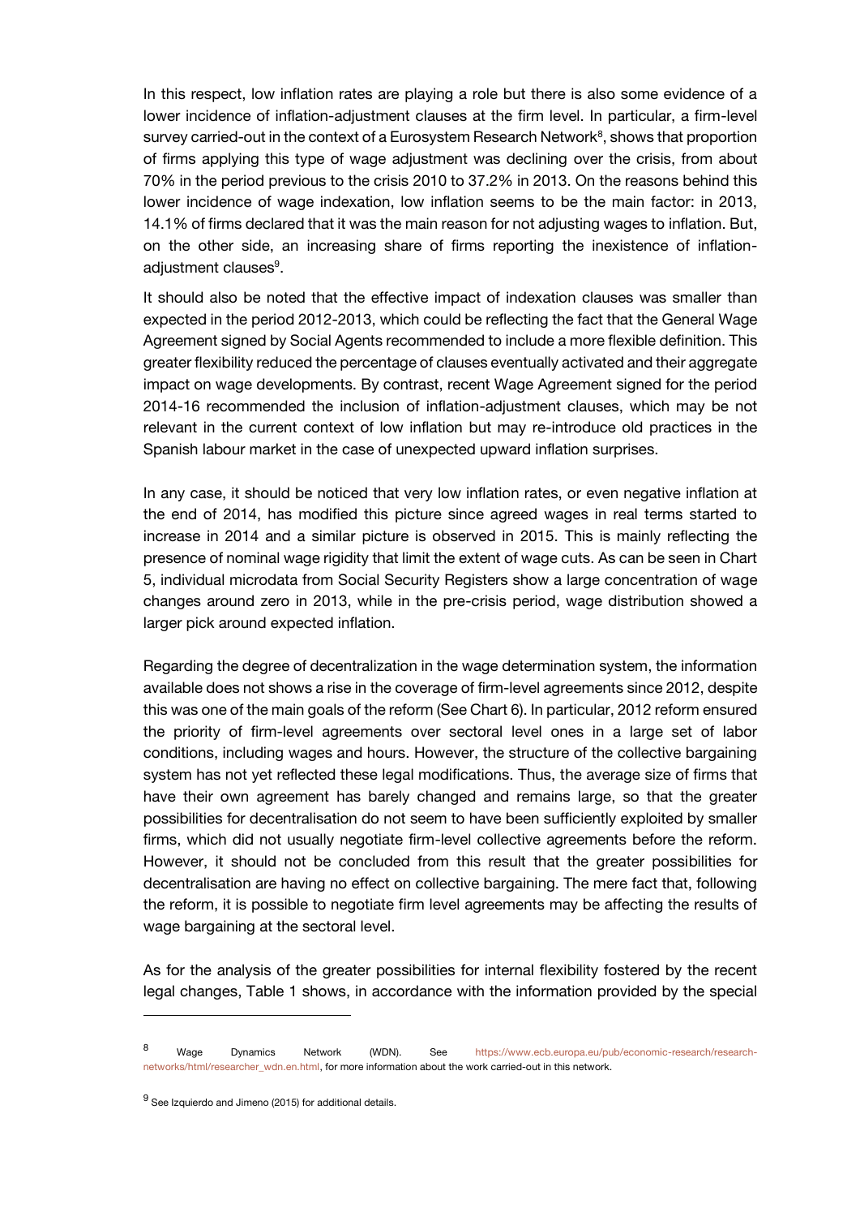In this respect, low inflation rates are playing a role but there is also some evidence of a lower incidence of inflation-adjustment clauses at the firm level. In particular, a firm-level survey carried-out in the context of a Eurosystem Research Network[8], shows that proportion of firms applying this type of wage adjustment was declining over the crisis, from about 70% in the period previous to the crisis 2010 to 37.2% in 2013. On the reasons behind this lower incidence of wage indexation, low inflation seems to be the main factor: in 2013, 14.1% of firms declared that it was the main reason for not adjusting wages to inflation. But, on the other side, an increasing share of firms reporting the inexistence of inflation-adjustment clauses[9].

It should also be noted that the effective impact of indexation clauses was smaller than expected in the period 2012-2013, which could be reflecting the fact that the General Wage Agreement signed by Social Agents recommended to include a more flexible definition. This greater flexibility reduced the percentage of clauses eventually activated and their aggregate impact on wage developments. By contrast, recent Wage Agreement signed for the period 2014-16 recommended the inclusion of inflation-adjustment clauses, which may be not relevant in the current context of low inflation but may re-introduce old practices in the Spanish labour market in the case of unexpected upward inflation surprises.

In any case, it should be noticed that very low inflation rates, or even negative inflation at the end of 2014, has modified this picture since agreed wages in real terms started to increase in 2014 and a similar picture is observed in 2015. This is mainly reflecting the presence of nominal wage rigidity that limit the extent of wage cuts. As can be seen in Chart 5, individual microdata from Social Security Registers show a large concentration of wage changes around zero in 2013, while in the pre-crisis period, wage distribution showed a larger pick around expected inflation.

Regarding the degree of decentralization in the wage determination system, the information available does not shows a rise in the coverage of firm-level agreements since 2012, despite this was one of the main goals of the reform (See Chart 6). In particular, 2012 reform ensured the priority of firm-level agreements over sectoral level ones in a large set of labor conditions, including wages and hours. However, the structure of the collective bargaining system has not yet reflected these legal modifications. Thus, the average size of firms that have their own agreement has barely changed and remains large, so that the greater possibilities for decentralisation do not seem to have been sufficiently exploited by smaller firms, which did not usually negotiate firm-level collective agreements before the reform. However, it should not be concluded from this result that the greater possibilities for decentralisation are having no effect on collective bargaining. The mere fact that, following the reform, it is possible to negotiate firm level agreements may be affecting the results of wage bargaining at the sectoral level.

As for the analysis of the greater possibilities for internal flexibility fostered by the recent legal changes, Table 1 shows, in accordance with the information provided by the special

---

[8] Wage Dynamics Network (WDN). See https://www.ecb.europa.eu/pub/economic-research/research-networks/html/researcher_wdn.en.html, for more information about the work carried-out in this network.

[9] See Izquierdo and Jimeno (2015) for additional details.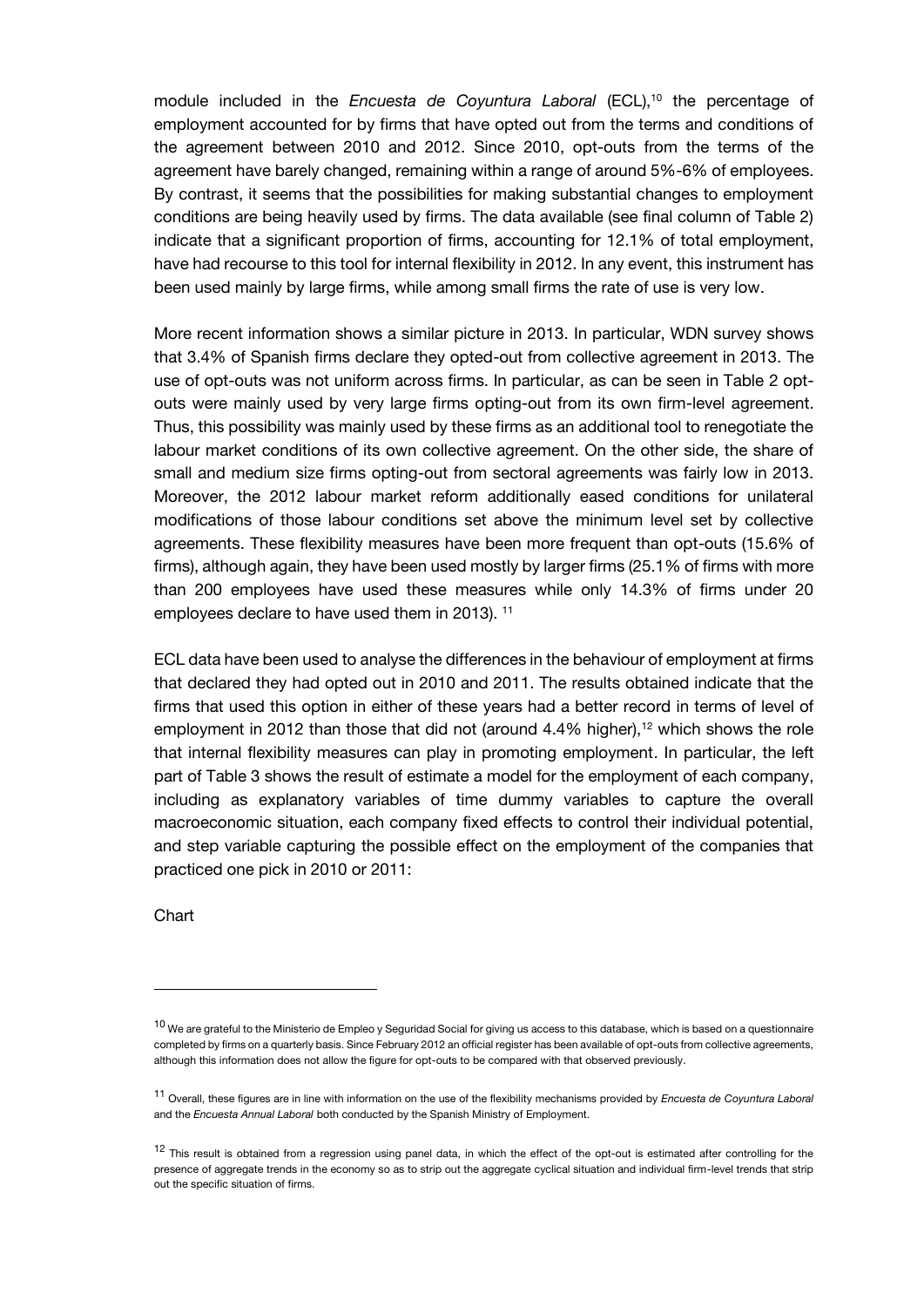module included in the *Encuesta de Coyuntura Laboral* (ECL),[10] the percentage of employment accounted for by firms that have opted out from the terms and conditions of the agreement between 2010 and 2012. Since 2010, opt-outs from the terms of the agreement have barely changed, remaining within a range of around 5%-6% of employees. By contrast, it seems that the possibilities for making substantial changes to employment conditions are being heavily used by firms. The data available (see final column of Table 2) indicate that a significant proportion of firms, accounting for 12.1% of total employment, have had recourse to this tool for internal flexibility in 2012. In any event, this instrument has been used mainly by large firms, while among small firms the rate of use is very low.

More recent information shows a similar picture in 2013. In particular, WDN survey shows that 3.4% of Spanish firms declare they opted-out from collective agreement in 2013. The use of opt-outs was not uniform across firms. In particular, as can be seen in Table 2 opt-outs were mainly used by very large firms opting-out from its own firm-level agreement. Thus, this possibility was mainly used by these firms as an additional tool to renegotiate the labour market conditions of its own collective agreement. On the other side, the share of small and medium size firms opting-out from sectoral agreements was fairly low in 2013. Moreover, the 2012 labour market reform additionally eased conditions for unilateral modifications of those labour conditions set above the minimum level set by collective agreements. These flexibility measures have been more frequent than opt-outs (15.6% of firms), although again, they have been used mostly by larger firms (25.1% of firms with more than 200 employees have used these measures while only 14.3% of firms under 20 employees declare to have used them in 2013). [11]

ECL data have been used to analyse the differences in the behaviour of employment at firms that declared they had opted out in 2010 and 2011. The results obtained indicate that the firms that used this option in either of these years had a better record in terms of level of employment in 2012 than those that did not (around 4.4% higher),[12] which shows the role that internal flexibility measures can play in promoting employment. In particular, the left part of Table 3 shows the result of estimate a model for the employment of each company, including as explanatory variables of time dummy variables to capture the overall macroeconomic situation, each company fixed effects to control their individual potential, and step variable capturing the possible effect on the employment of the companies that practiced one pick in 2010 or 2011:

Chart

---

[10] We are grateful to the Ministerio de Empleo y Seguridad Social for giving us access to this database, which is based on a questionnaire completed by firms on a quarterly basis. Since February 2012 an official register has been available of opt-outs from collective agreements, although this information does not allow the figure for opt-outs to be compared with that observed previously.

[11] Overall, these figures are in line with information on the use of the flexibility mechanisms provided by *Encuesta de Coyuntura Laboral* and the *Encuesta Annual Laboral* both conducted by the Spanish Ministry of Employment.

[12] This result is obtained from a regression using panel data, in which the effect of the opt-out is estimated after controlling for the presence of aggregate trends in the economy so as to strip out the aggregate cyclical situation and individual firm-level trends that strip out the specific situation of firms.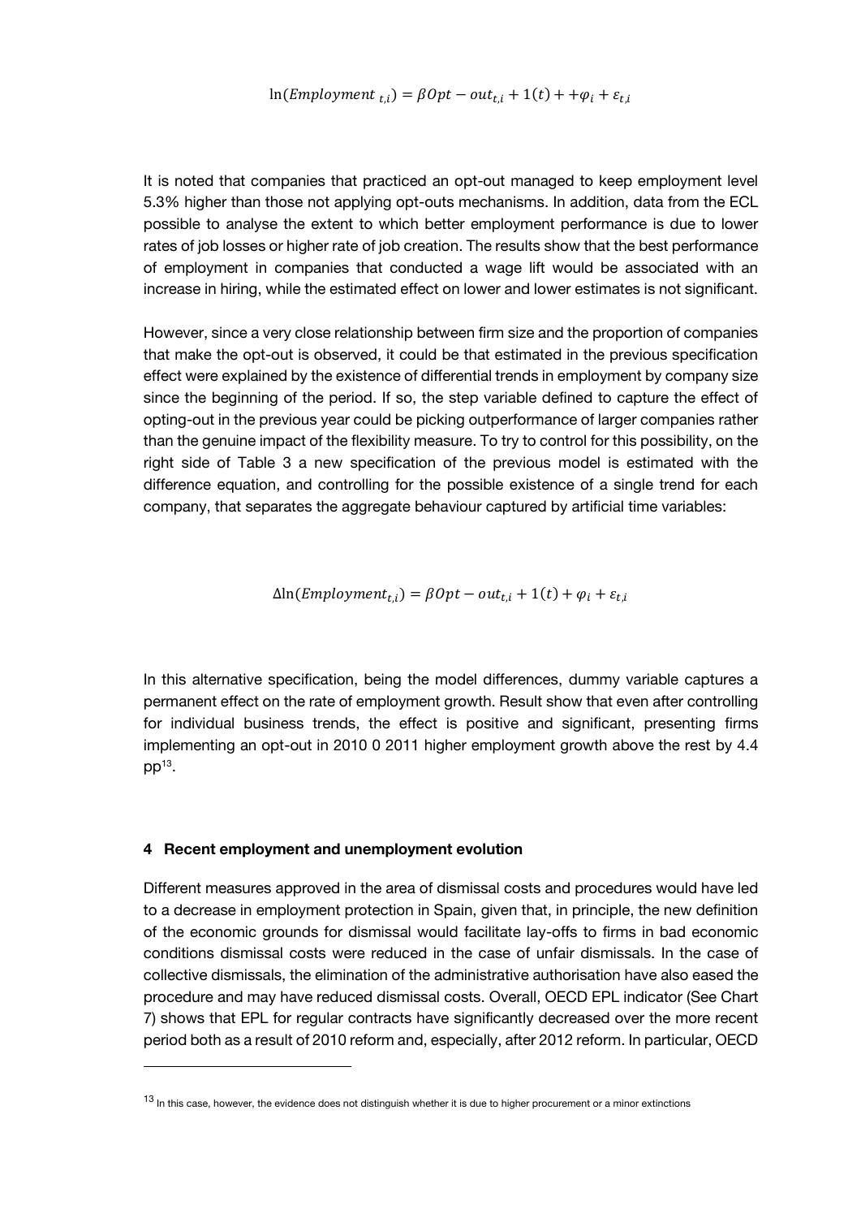$$\ln(Employment_{t,i}) = \beta Opt - out_{t,i} + 1(t) + +\varphi_i + \varepsilon_{t,i}$$

It is noted that companies that practiced an opt-out managed to keep employment level 5.3% higher than those not applying opt-outs mechanisms. In addition, data from the ECL possible to analyse the extent to which better employment performance is due to lower rates of job losses or higher rate of job creation. The results show that the best performance of employment in companies that conducted a wage lift would be associated with an increase in hiring, while the estimated effect on lower and lower estimates is not significant.

However, since a very close relationship between firm size and the proportion of companies that make the opt-out is observed, it could be that estimated in the previous specification effect were explained by the existence of differential trends in employment by company size since the beginning of the period. If so, the step variable defined to capture the effect of opting-out in the previous year could be picking outperformance of larger companies rather than the genuine impact of the flexibility measure. To try to control for this possibility, on the right side of Table 3 a new specification of the previous model is estimated with the difference equation, and controlling for the possible existence of a single trend for each company, that separates the aggregate behaviour captured by artificial time variables:

$$\Delta\ln(Employment_{t,i}) = \beta Opt - out_{t,i} + 1(t) + \varphi_i + \varepsilon_{t,i}$$

In this alternative specification, being the model differences, dummy variable captures a permanent effect on the rate of employment growth. Result show that even after controlling for individual business trends, the effect is positive and significant, presenting firms implementing an opt-out in 2010 0 2011 higher employment growth above the rest by 4.4 pp[13].

## 4 Recent employment and unemployment evolution

Different measures approved in the area of dismissal costs and procedures would have led to a decrease in employment protection in Spain, given that, in principle, the new definition of the economic grounds for dismissal would facilitate lay-offs to firms in bad economic conditions dismissal costs were reduced in the case of unfair dismissals. In the case of collective dismissals, the elimination of the administrative authorisation have also eased the procedure and may have reduced dismissal costs. Overall, OECD EPL indicator (See Chart 7) shows that EPL for regular contracts have significantly decreased over the more recent period both as a result of 2010 reform and, especially, after 2012 reform. In particular, OECD

[13] In this case, however, the evidence does not distinguish whether it is due to higher procurement or a minor extinctions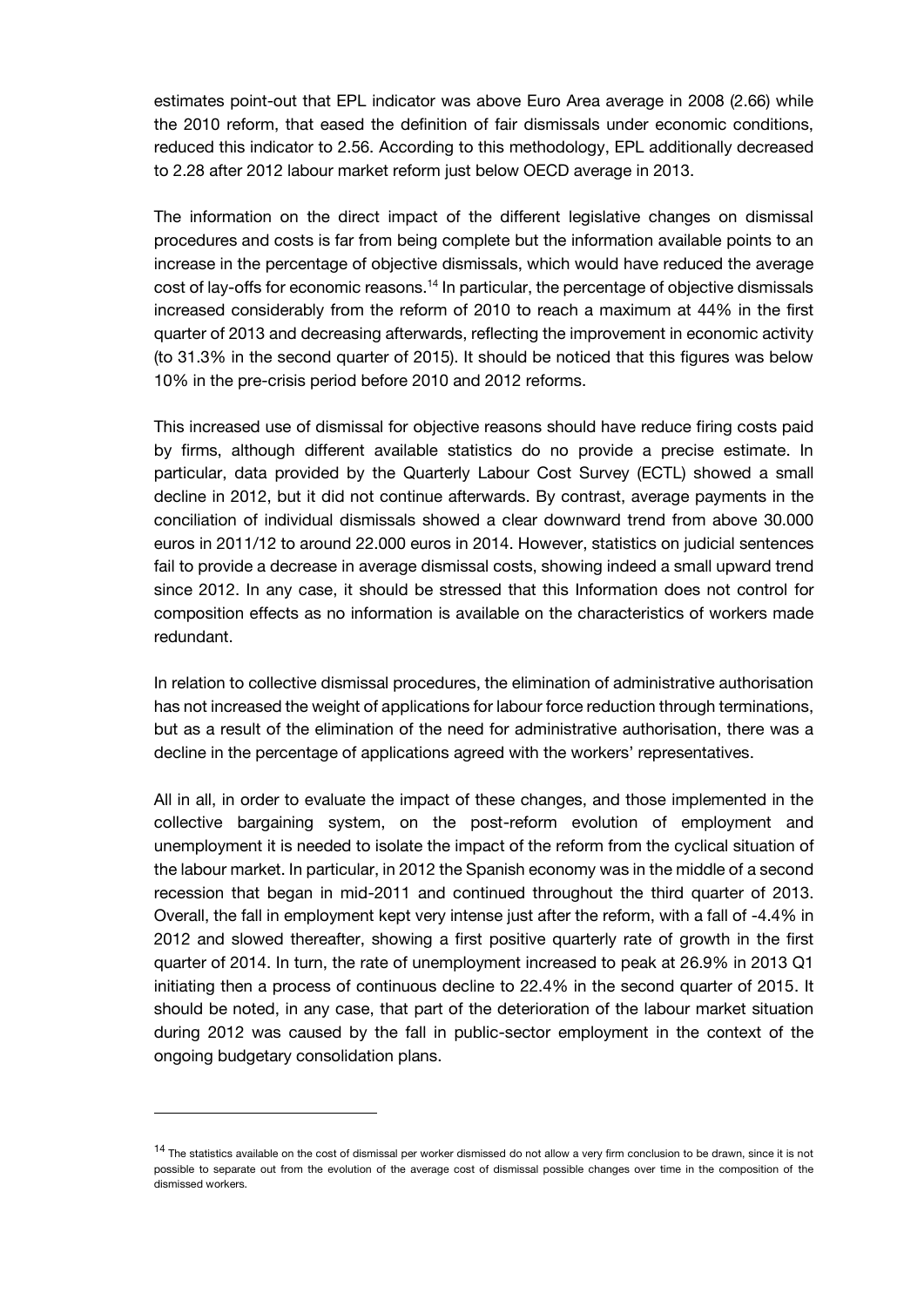estimates point-out that EPL indicator was above Euro Area average in 2008 (2.66) while the 2010 reform, that eased the definition of fair dismissals under economic conditions, reduced this indicator to 2.56. According to this methodology, EPL additionally decreased to 2.28 after 2012 labour market reform just below OECD average in 2013.

The information on the direct impact of the different legislative changes on dismissal procedures and costs is far from being complete but the information available points to an increase in the percentage of objective dismissals, which would have reduced the average cost of lay-offs for economic reasons.[14] In particular, the percentage of objective dismissals increased considerably from the reform of 2010 to reach a maximum at 44% in the first quarter of 2013 and decreasing afterwards, reflecting the improvement in economic activity (to 31.3% in the second quarter of 2015). It should be noticed that this figures was below 10% in the pre-crisis period before 2010 and 2012 reforms.

This increased use of dismissal for objective reasons should have reduce firing costs paid by firms, although different available statistics do no provide a precise estimate. In particular, data provided by the Quarterly Labour Cost Survey (ECTL) showed a small decline in 2012, but it did not continue afterwards. By contrast, average payments in the conciliation of individual dismissals showed a clear downward trend from above 30.000 euros in 2011/12 to around 22.000 euros in 2014. However, statistics on judicial sentences fail to provide a decrease in average dismissal costs, showing indeed a small upward trend since 2012. In any case, it should be stressed that this Information does not control for composition effects as no information is available on the characteristics of workers made redundant.

In relation to collective dismissal procedures, the elimination of administrative authorisation has not increased the weight of applications for labour force reduction through terminations, but as a result of the elimination of the need for administrative authorisation, there was a decline in the percentage of applications agreed with the workers' representatives.

All in all, in order to evaluate the impact of these changes, and those implemented in the collective bargaining system, on the post-reform evolution of employment and unemployment it is needed to isolate the impact of the reform from the cyclical situation of the labour market. In particular, in 2012 the Spanish economy was in the middle of a second recession that began in mid-2011 and continued throughout the third quarter of 2013. Overall, the fall in employment kept very intense just after the reform, with a fall of -4.4% in 2012 and slowed thereafter, showing a first positive quarterly rate of growth in the first quarter of 2014. In turn, the rate of unemployment increased to peak at 26.9% in 2013 Q1 initiating then a process of continuous decline to 22.4% in the second quarter of 2015. It should be noted, in any case, that part of the deterioration of the labour market situation during 2012 was caused by the fall in public-sector employment in the context of the ongoing budgetary consolidation plans.

---

[14] The statistics available on the cost of dismissal per worker dismissed do not allow a very firm conclusion to be drawn, since it is not possible to separate out from the evolution of the average cost of dismissal possible changes over time in the composition of the dismissed workers.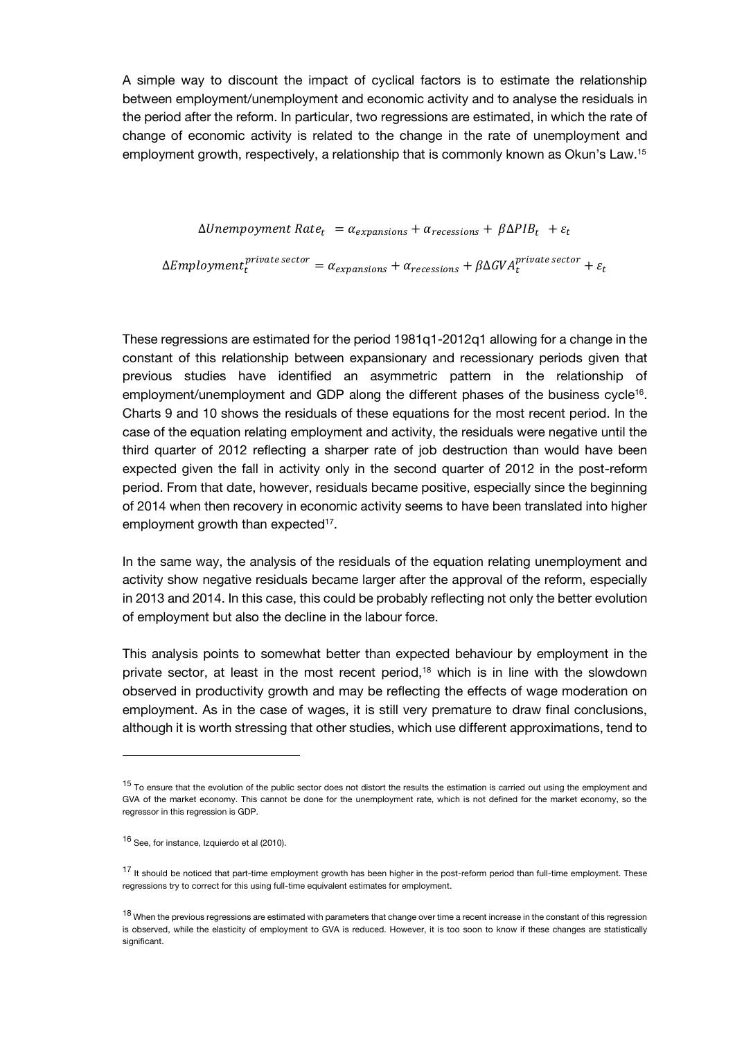A simple way to discount the impact of cyclical factors is to estimate the relationship between employment/unemployment and economic activity and to analyse the residuals in the period after the reform. In particular, two regressions are estimated, in which the rate of change of economic activity is related to the change in the rate of unemployment and employment growth, respectively, a relationship that is commonly known as Okun's Law.[15]

$$\Delta Unempoyment\ Rate_t = \alpha_{expansions} + \alpha_{recessions} + \beta \Delta PIB_t + \varepsilon_t$$

$$\Delta Employment_t^{private\ sector} = \alpha_{expansions} + \alpha_{recessions} + \beta \Delta GVA_t^{private\ sector} + \varepsilon_t$$

These regressions are estimated for the period 1981q1-2012q1 allowing for a change in the constant of this relationship between expansionary and recessionary periods given that previous studies have identified an asymmetric pattern in the relationship of employment/unemployment and GDP along the different phases of the business cycle[16]. Charts 9 and 10 shows the residuals of these equations for the most recent period. In the case of the equation relating employment and activity, the residuals were negative until the third quarter of 2012 reflecting a sharper rate of job destruction than would have been expected given the fall in activity only in the second quarter of 2012 in the post-reform period. From that date, however, residuals became positive, especially since the beginning of 2014 when then recovery in economic activity seems to have been translated into higher employment growth than expected[17].

In the same way, the analysis of the residuals of the equation relating unemployment and activity show negative residuals became larger after the approval of the reform, especially in 2013 and 2014. In this case, this could be probably reflecting not only the better evolution of employment but also the decline in the labour force.

This analysis points to somewhat better than expected behaviour by employment in the private sector, at least in the most recent period,[18] which is in line with the slowdown observed in productivity growth and may be reflecting the effects of wage moderation on employment. As in the case of wages, it is still very premature to draw final conclusions, although it is worth stressing that other studies, which use different approximations, tend to

---

[15] To ensure that the evolution of the public sector does not distort the results the estimation is carried out using the employment and GVA of the market economy. This cannot be done for the unemployment rate, which is not defined for the market economy, so the regressor in this regression is GDP.

[16] See, for instance, Izquierdo et al (2010).

[17] It should be noticed that part-time employment growth has been higher in the post-reform period than full-time employment. These regressions try to correct for this using full-time equivalent estimates for employment.

[18] When the previous regressions are estimated with parameters that change over time a recent increase in the constant of this regression is observed, while the elasticity of employment to GVA is reduced. However, it is too soon to know if these changes are statistically significant.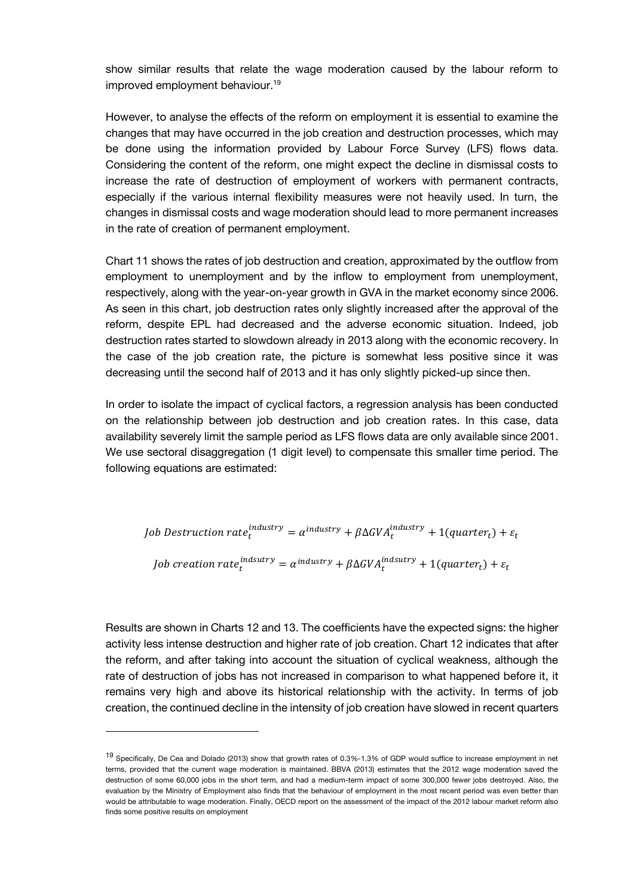show similar results that relate the wage moderation caused by the labour reform to improved employment behaviour.[19]

However, to analyse the effects of the reform on employment it is essential to examine the changes that may have occurred in the job creation and destruction processes, which may be done using the information provided by Labour Force Survey (LFS) flows data. Considering the content of the reform, one might expect the decline in dismissal costs to increase the rate of destruction of employment of workers with permanent contracts, especially if the various internal flexibility measures were not heavily used. In turn, the changes in dismissal costs and wage moderation should lead to more permanent increases in the rate of creation of permanent employment.

Chart 11 shows the rates of job destruction and creation, approximated by the outflow from employment to unemployment and by the inflow to employment from unemployment, respectively, along with the year-on-year growth in GVA in the market economy since 2006. As seen in this chart, job destruction rates only slightly increased after the approval of the reform, despite EPL had decreased and the adverse economic situation. Indeed, job destruction rates started to slowdown already in 2013 along with the economic recovery. In the case of the job creation rate, the picture is somewhat less positive since it was decreasing until the second half of 2013 and it has only slightly picked-up since then.

In order to isolate the impact of cyclical factors, a regression analysis has been conducted on the relationship between job destruction and job creation rates. In this case, data availability severely limit the sample period as LFS flows data are only available since 2001. We use sectoral disaggregation (1 digit level) to compensate this smaller time period. The following equations are estimated:

$$Job\ Destruction\ rate_t^{industry} = \alpha^{industry} + \beta \Delta GVA_t^{industry} + 1(quarter_t) + \varepsilon_t$$

$$Job\ creation\ rate_t^{indsutry} = \alpha^{industry} + \beta \Delta GVA_t^{indsutry} + 1(quarter_t) + \varepsilon_t$$

Results are shown in Charts 12 and 13. The coefficients have the expected signs: the higher activity less intense destruction and higher rate of job creation. Chart 12 indicates that after the reform, and after taking into account the situation of cyclical weakness, although the rate of destruction of jobs has not increased in comparison to what happened before it, it remains very high and above its historical relationship with the activity. In terms of job creation, the continued decline in the intensity of job creation have slowed in recent quarters

[19] Specifically, De Cea and Dolado (2013) show that growth rates of 0.3%-1.3% of GDP would suffice to increase employment in net terms, provided that the current wage moderation is maintained. BBVA (2013) estimates that the 2012 wage moderation saved the destruction of some 60,000 jobs in the short term, and had a medium-term impact of some 300,000 fewer jobs destroyed. Also, the evaluation by the Ministry of Employment also finds that the behaviour of employment in the most recent period was even better than would be attributable to wage moderation. Finally, OECD report on the assessment of the impact of the 2012 labour market reform also finds some positive results on employment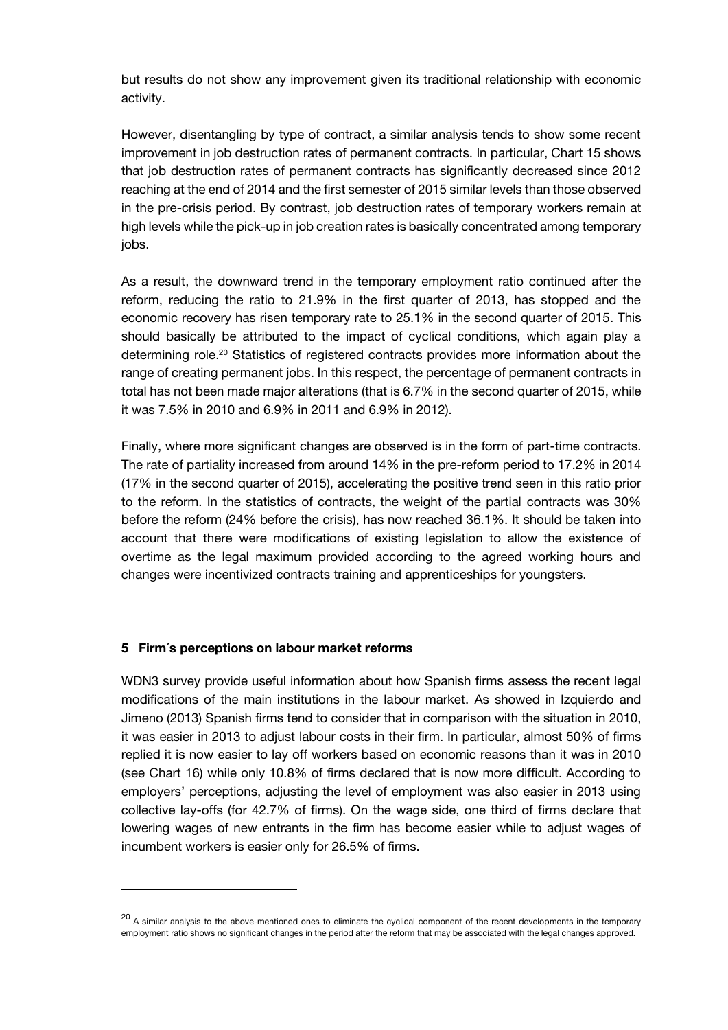but results do not show any improvement given its traditional relationship with economic activity.

However, disentangling by type of contract, a similar analysis tends to show some recent improvement in job destruction rates of permanent contracts. In particular, Chart 15 shows that job destruction rates of permanent contracts has significantly decreased since 2012 reaching at the end of 2014 and the first semester of 2015 similar levels than those observed in the pre-crisis period. By contrast, job destruction rates of temporary workers remain at high levels while the pick-up in job creation rates is basically concentrated among temporary jobs.

As a result, the downward trend in the temporary employment ratio continued after the reform, reducing the ratio to 21.9% in the first quarter of 2013, has stopped and the economic recovery has risen temporary rate to 25.1% in the second quarter of 2015. This should basically be attributed to the impact of cyclical conditions, which again play a determining role.[20] Statistics of registered contracts provides more information about the range of creating permanent jobs. In this respect, the percentage of permanent contracts in total has not been made major alterations (that is 6.7% in the second quarter of 2015, while it was 7.5% in 2010 and 6.9% in 2011 and 6.9% in 2012).

Finally, where more significant changes are observed is in the form of part-time contracts. The rate of partiality increased from around 14% in the pre-reform period to 17.2% in 2014 (17% in the second quarter of 2015), accelerating the positive trend seen in this ratio prior to the reform. In the statistics of contracts, the weight of the partial contracts was 30% before the reform (24% before the crisis), has now reached 36.1%. It should be taken into account that there were modifications of existing legislation to allow the existence of overtime as the legal maximum provided according to the agreed working hours and changes were incentivized contracts training and apprenticeships for youngsters.

## 5 Firm´s perceptions on labour market reforms

WDN3 survey provide useful information about how Spanish firms assess the recent legal modifications of the main institutions in the labour market. As showed in Izquierdo and Jimeno (2013) Spanish firms tend to consider that in comparison with the situation in 2010, it was easier in 2013 to adjust labour costs in their firm. In particular, almost 50% of firms replied it is now easier to lay off workers based on economic reasons than it was in 2010 (see Chart 16) while only 10.8% of firms declared that is now more difficult. According to employers' perceptions, adjusting the level of employment was also easier in 2013 using collective lay-offs (for 42.7% of firms). On the wage side, one third of firms declare that lowering wages of new entrants in the firm has become easier while to adjust wages of incumbent workers is easier only for 26.5% of firms.

[20] A similar analysis to the above-mentioned ones to eliminate the cyclical component of the recent developments in the temporary employment ratio shows no significant changes in the period after the reform that may be associated with the legal changes approved.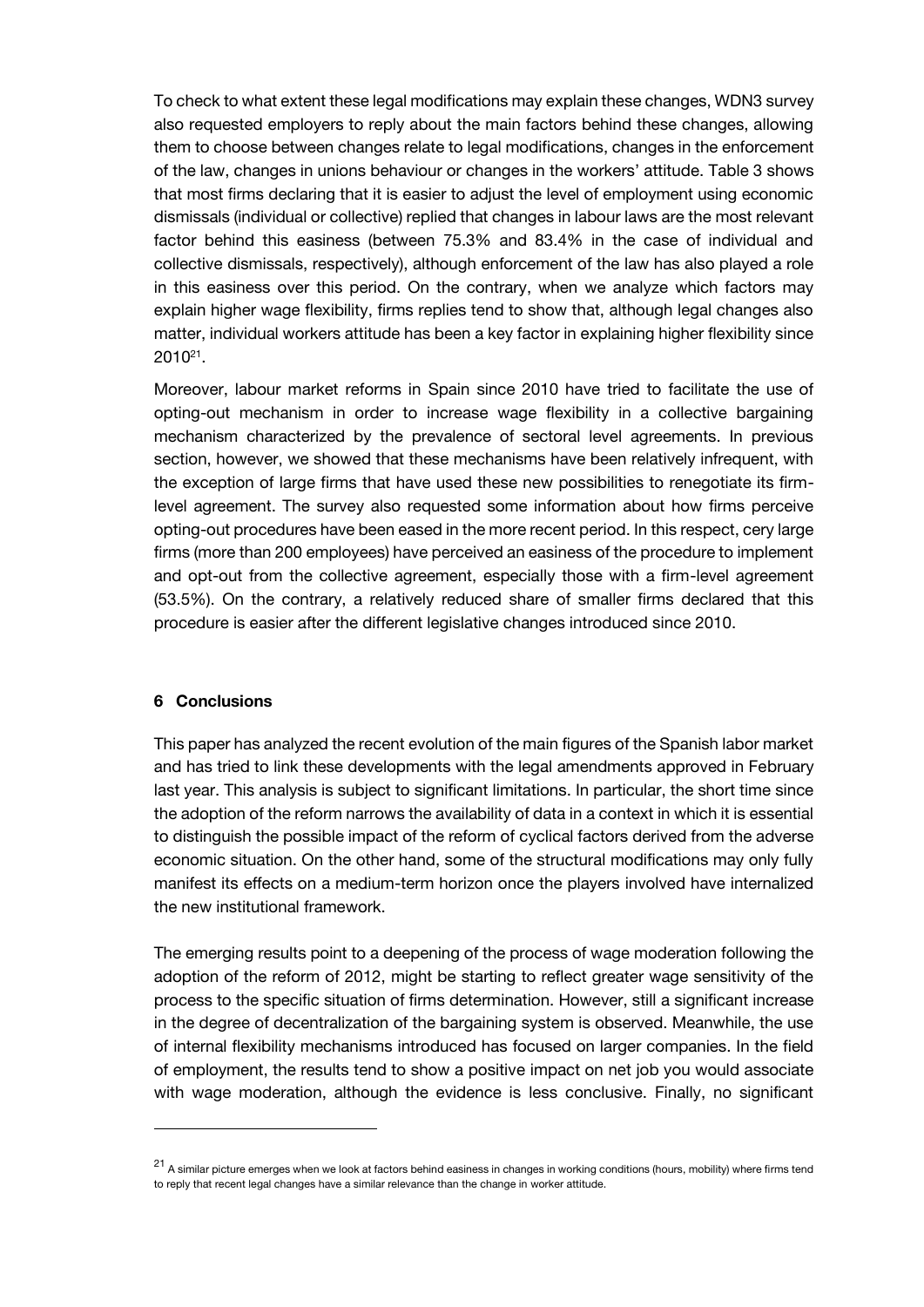To check to what extent these legal modifications may explain these changes, WDN3 survey also requested employers to reply about the main factors behind these changes, allowing them to choose between changes relate to legal modifications, changes in the enforcement of the law, changes in unions behaviour or changes in the workers' attitude. Table 3 shows that most firms declaring that it is easier to adjust the level of employment using economic dismissals (individual or collective) replied that changes in labour laws are the most relevant factor behind this easiness (between 75.3% and 83.4% in the case of individual and collective dismissals, respectively), although enforcement of the law has also played a role in this easiness over this period. On the contrary, when we analyze which factors may explain higher wage flexibility, firms replies tend to show that, although legal changes also matter, individual workers attitude has been a key factor in explaining higher flexibility since 2010[21].

Moreover, labour market reforms in Spain since 2010 have tried to facilitate the use of opting-out mechanism in order to increase wage flexibility in a collective bargaining mechanism characterized by the prevalence of sectoral level agreements. In previous section, however, we showed that these mechanisms have been relatively infrequent, with the exception of large firms that have used these new possibilities to renegotiate its firm-level agreement. The survey also requested some information about how firms perceive opting-out procedures have been eased in the more recent period. In this respect, cery large firms (more than 200 employees) have perceived an easiness of the procedure to implement and opt-out from the collective agreement, especially those with a firm-level agreement (53.5%). On the contrary, a relatively reduced share of smaller firms declared that this procedure is easier after the different legislative changes introduced since 2010.

## 6 Conclusions

This paper has analyzed the recent evolution of the main figures of the Spanish labor market and has tried to link these developments with the legal amendments approved in February last year. This analysis is subject to significant limitations. In particular, the short time since the adoption of the reform narrows the availability of data in a context in which it is essential to distinguish the possible impact of the reform of cyclical factors derived from the adverse economic situation. On the other hand, some of the structural modifications may only fully manifest its effects on a medium-term horizon once the players involved have internalized the new institutional framework.

The emerging results point to a deepening of the process of wage moderation following the adoption of the reform of 2012, might be starting to reflect greater wage sensitivity of the process to the specific situation of firms determination. However, still a significant increase in the degree of decentralization of the bargaining system is observed. Meanwhile, the use of internal flexibility mechanisms introduced has focused on larger companies. In the field of employment, the results tend to show a positive impact on net job you would associate with wage moderation, although the evidence is less conclusive. Finally, no significant

[21] A similar picture emerges when we look at factors behind easiness in changes in working conditions (hours, mobility) where firms tend to reply that recent legal changes have a similar relevance than the change in worker attitude.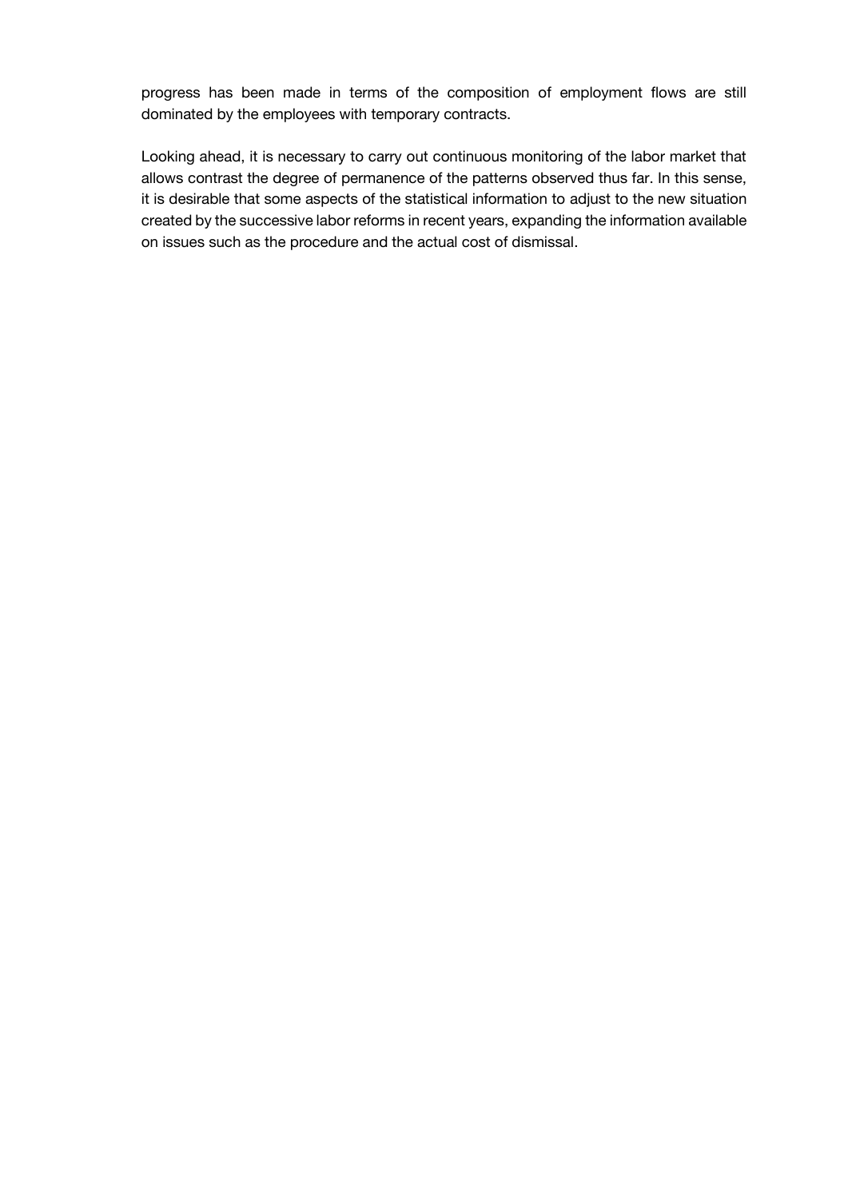progress has been made in terms of the composition of employment flows are still dominated by the employees with temporary contracts.

Looking ahead, it is necessary to carry out continuous monitoring of the labor market that allows contrast the degree of permanence of the patterns observed thus far. In this sense, it is desirable that some aspects of the statistical information to adjust to the new situation created by the successive labor reforms in recent years, expanding the information available on issues such as the procedure and the actual cost of dismissal.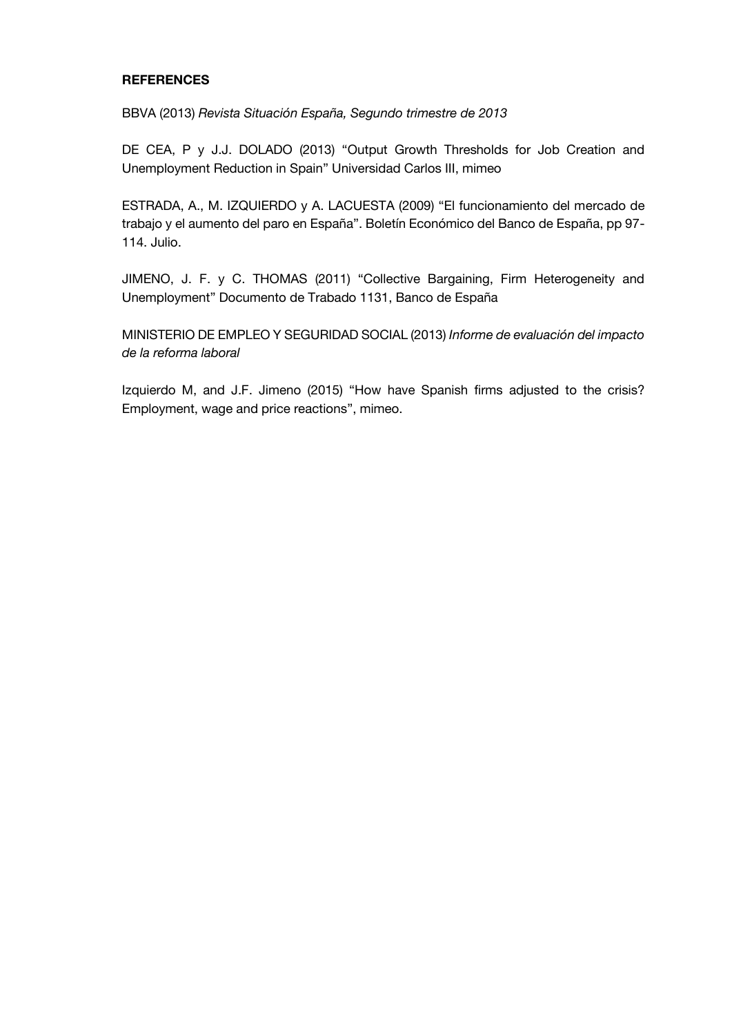**REFERENCES**

BBVA (2013) *Revista Situación España, Segundo trimestre de 2013*

DE CEA, P y J.J. DOLADO (2013) "Output Growth Thresholds for Job Creation and Unemployment Reduction in Spain" Universidad Carlos III, mimeo

ESTRADA, A., M. IZQUIERDO y A. LACUESTA (2009) "El funcionamiento del mercado de trabajo y el aumento del paro en España". Boletín Económico del Banco de España, pp 97-114. Julio.

JIMENO, J. F. y C. THOMAS (2011) "Collective Bargaining, Firm Heterogeneity and Unemployment" Documento de Trabado 1131, Banco de España

MINISTERIO DE EMPLEO Y SEGURIDAD SOCIAL (2013) *Informe de evaluación del impacto de la reforma laboral*

Izquierdo M, and J.F. Jimeno (2015) "How have Spanish firms adjusted to the crisis? Employment, wage and price reactions", mimeo.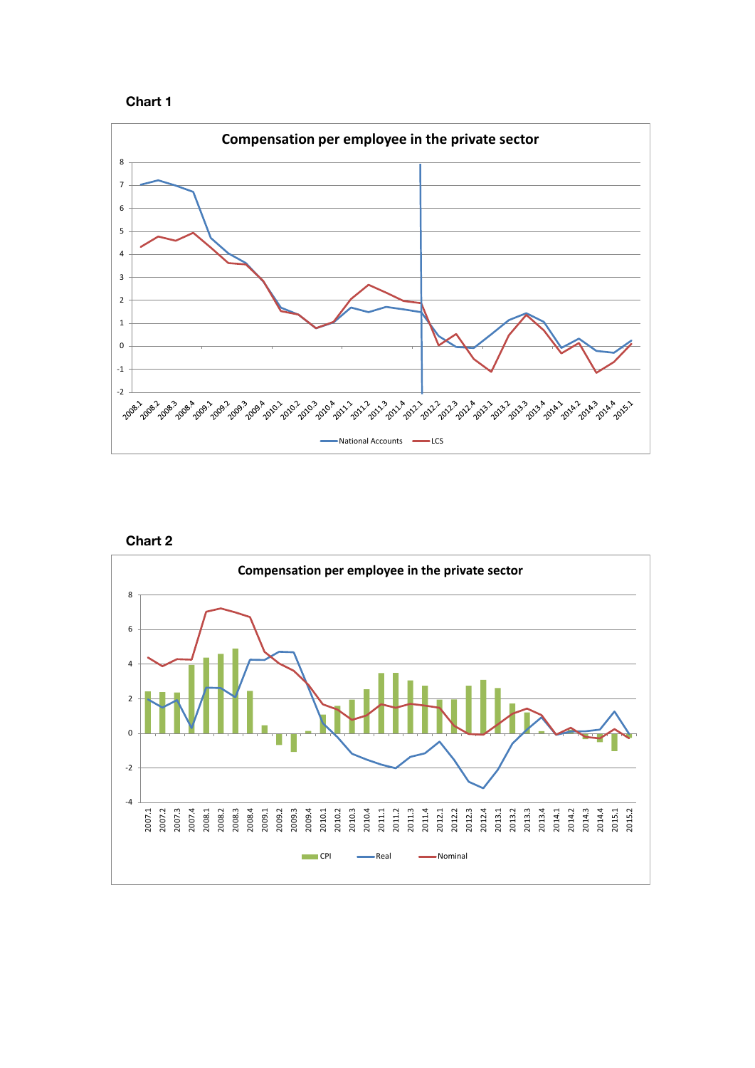**Chart 1**

Compensation per employee in the private sector

National Accounts — LCS

**Chart 2**

Compensation per employee in the private sector

CPI — Real — Nominal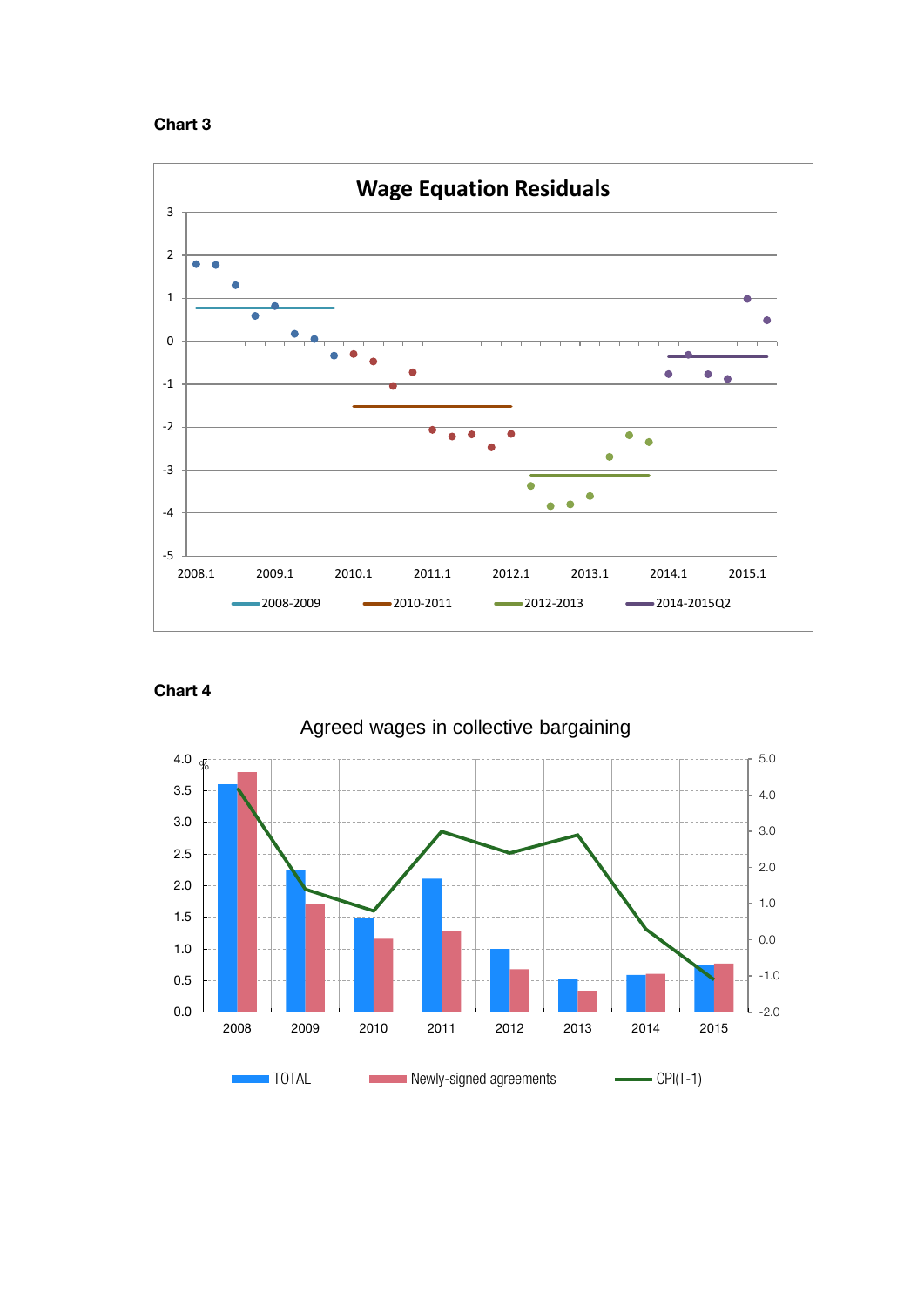**Chart 3**

**Wage Equation Residuals**

**Chart 4**

Agreed wages in collective bargaining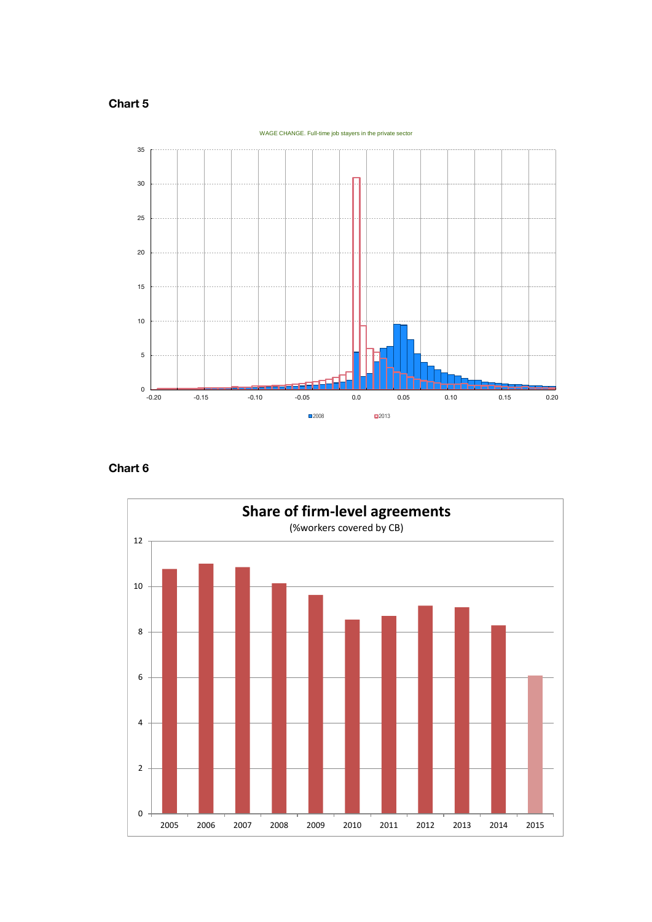**Chart 5**

WAGE CHANGE. Full-time job stayers in the private sector

■ 2008 □ 2013

**Chart 6**

**Share of firm-level agreements**

(%workers covered by CB)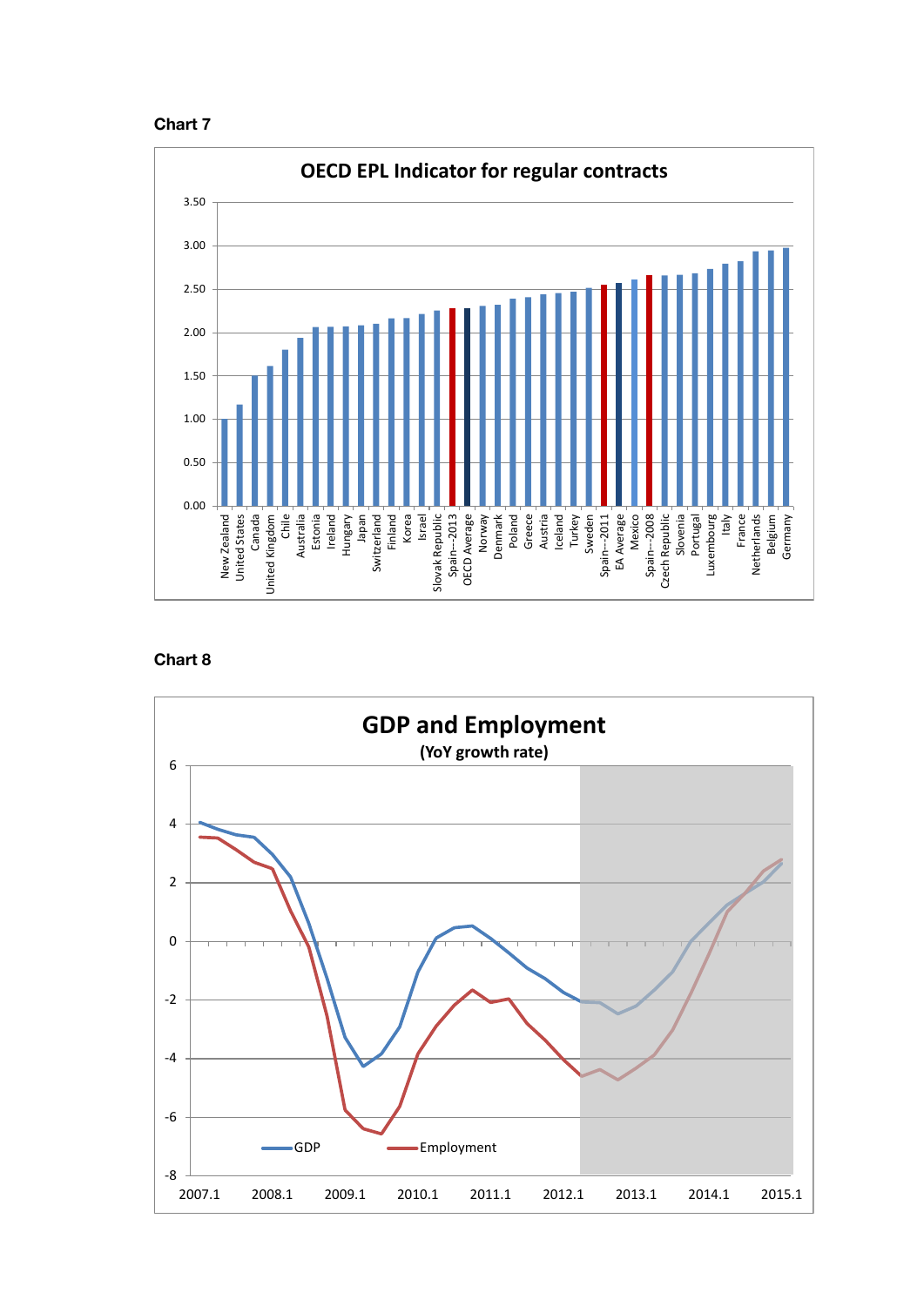**Chart 7**

**OECD EPL Indicator for regular contracts**

**Chart 8**

**GDP and Employment**

**(YoY growth rate)**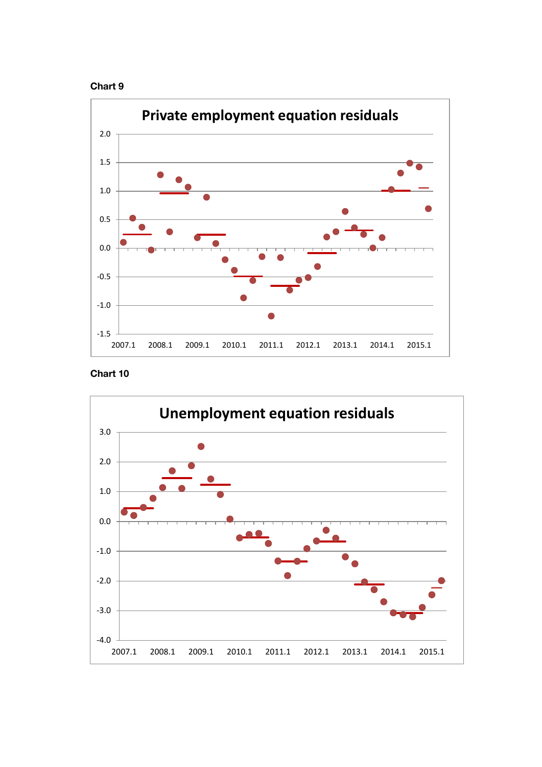**Chart 9**

**Chart 10**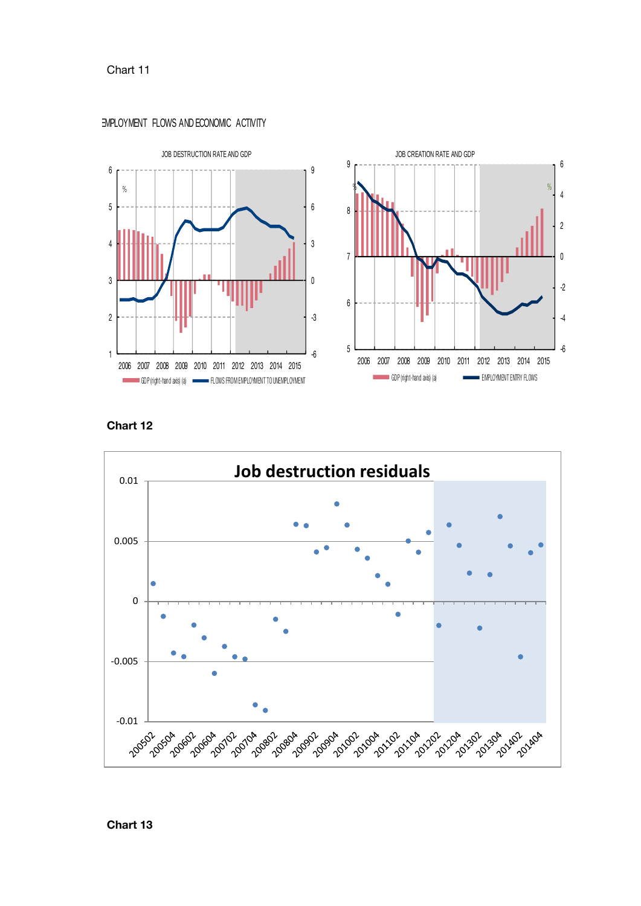Chart 11

EMPLOYMENT FLOWS AND ECONOMIC ACTIVITY

JOB DESTRUCTION RATE AND GDP

GDP (right-hand axis) (a) FLOWS FROM EMPLOYMENT TO UNEMPLOYMENT

JOB CREATION RATE AND GDP

GDP (right-hand axis) (a) EMPLOYMENT ENTRY FLOWS

**Chart 12**

Job destruction residuals

**Chart 13**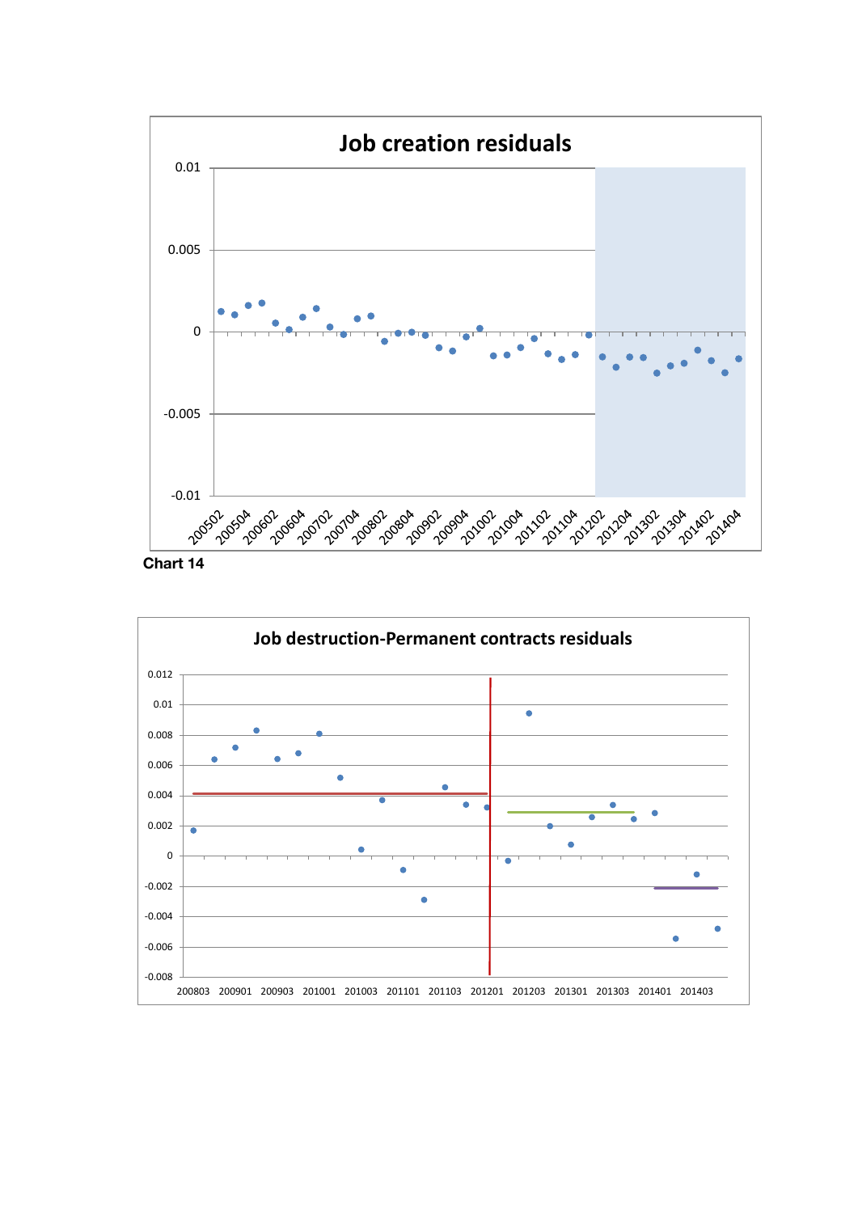Chart 14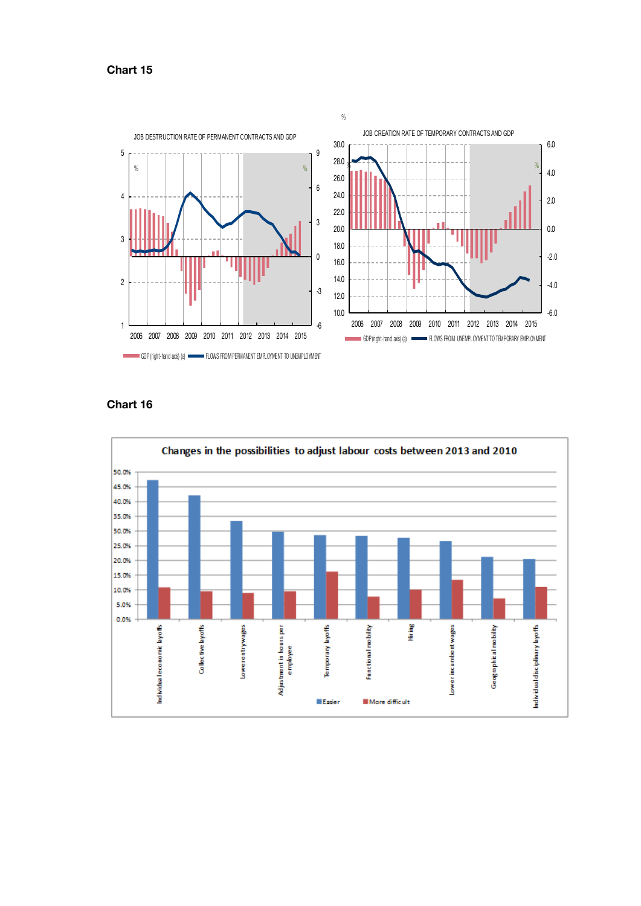**Chart 15**

JOB DESTRUCTION RATE OF PERMANENT CONTRACTS AND GDP

GDP (right-hand axis) (a) — FLOWS FROM PERMANENT EMPLOYMENT TO UNEMPLOYMENT

JOB CREATION RATE OF TEMPORARY CONTRACTS AND GDP

GDP (right-hand axis) (a) — FLOWS FROM UNEMPLOYMENT TO TEMPORARY EMPLOYMENT

**Chart 16**

Changes in the possibilities to adjust labour costs between 2013 and 2010

| | Easier | More difficult |
|---|---|---|
| Individual economic layoffs | 47.3% | 10.8% |
| Collective layoffs | 42.0% | 9.5% |
| Lower entry wages | 33.3% | 8.9% |
| Adjustment in hours per employee | 29.8% | 9.5% |
| Temporary layoffs | 28.6% | 16.1% |
| Functional mobility | 28.3% | 7.7% |
| Hiring | 27.7% | 10.1% |
| Lower incumbent wages | 26.5% | 13.4% |
| Geographical mobility | 21.2% | 7.1% |
| Individual disciplinary layoffs | 20.5% | 11.0% |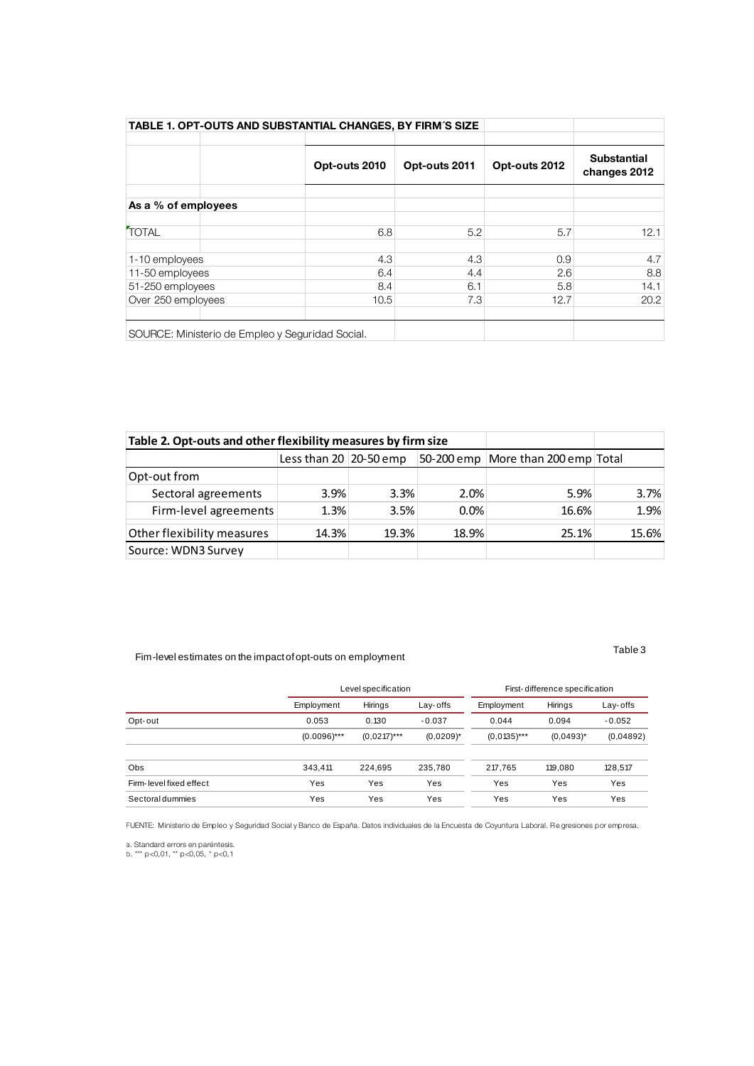**TABLE 1. OPT-OUTS AND SUBSTANTIAL CHANGES, BY FIRM´S SIZE**

| | Opt-outs 2010 | Opt-outs 2011 | Opt-outs 2012 | Substantial changes 2012 |
|---|---|---|---|---|
| **As a % of employees** | | | | |
| TOTAL | 6.8 | 5.2 | 5.7 | 12.1 |
| 1-10 employees | 4.3 | 4.3 | 0.9 | 4.7 |
| 11-50 employees | 6.4 | 4.4 | 2.6 | 8.8 |
| 51-250 employees | 8.4 | 6.1 | 5.8 | 14.1 |
| Over 250 employees | 10.5 | 7.3 | 12.7 | 20.2 |

SOURCE: Ministerio de Empleo y Seguridad Social.

**Table 2. Opt-outs and other flexibility measures by firm size**

| | Less than 20 | 20-50 emp | 50-200 emp | More than 200 emp | Total |
|---|---|---|---|---|---|
| Opt-out from | | | | | |
| Sectoral agreements | 3.9% | 3.3% | 2.0% | 5.9% | 3.7% |
| Firm-level agreements | 1.3% | 3.5% | 0.0% | 16.6% | 1.9% |
| Other flexibility measures | 14.3% | 19.3% | 18.9% | 25.1% | 15.6% |

Source: WDN3 Survey

Table 3

Fim-level estimates on the impact of opt-outs on employment

| | Level specification | | | First-difference specification | | |
|---|---|---|---|---|---|---|
| | Employment | Hirings | Lay-offs | Employment | Hirings | Lay-offs |
| Opt-out | 0.053 | 0.130 | -0.037 | 0.044 | 0.094 | -0.052 |
| | (0.0096)*** | (0,0217)*** | (0,0209)* | (0,0135)*** | (0,0493)* | (0,04892) |
| Obs | 343,411 | 224,695 | 235,780 | 217,765 | 119,080 | 128,517 |
| Firm-level fixed effect | Yes | Yes | Yes | Yes | Yes | Yes |
| Sectoral dummies | Yes | Yes | Yes | Yes | Yes | Yes |

FUENTE: Ministerio de Empleo y Seguridad Social y Banco de España. Datos individuales de la Encuesta de Coyuntura Laboral. Regresiones por empresa.

a. Standard errors en paréntesis.
b. *** p<0,01, ** p<0,05, * p<0,1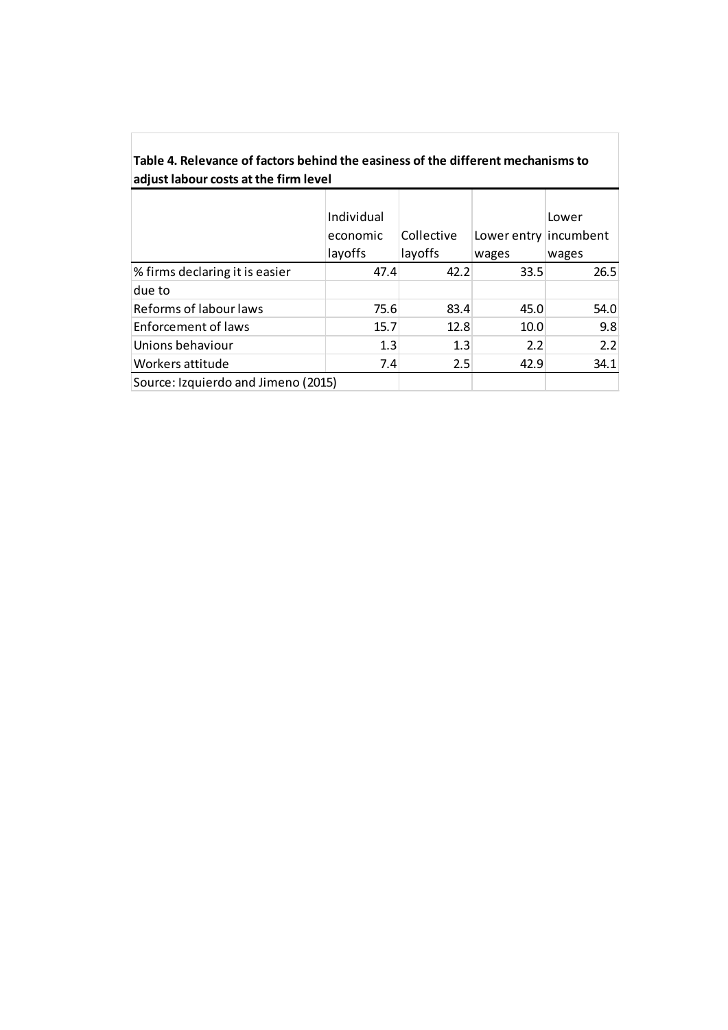**Table 4. Relevance of factors behind the easiness of the different mechanisms to adjust labour costs at the firm level**

| | Individual economic layoffs | Collective layoffs | Lower entry wages | Lower incumbent wages |
|---|---|---|---|---|
| % firms declaring it is easier | 47.4 | 42.2 | 33.5 | 26.5 |
| due to | | | | |
| Reforms of labour laws | 75.6 | 83.4 | 45.0 | 54.0 |
| Enforcement of laws | 15.7 | 12.8 | 10.0 | 9.8 |
| Unions behaviour | 1.3 | 1.3 | 2.2 | 2.2 |
| Workers attitude | 7.4 | 2.5 | 42.9 | 34.1 |

Source: Izquierdo and Jimeno (2015)